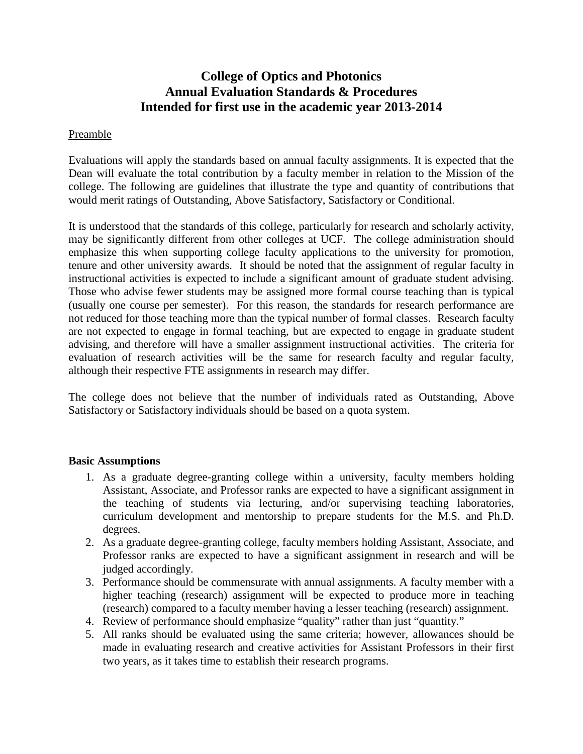# College of Optics and Photonics
# Annual Evaluation Standards & Procedures
# Intended for first use in the academic year 2013-2014

Preamble

Evaluations will apply the standards based on annual faculty assignments. It is expected that the Dean will evaluate the total contribution by a faculty member in relation to the Mission of the college. The following are guidelines that illustrate the type and quantity of contributions that would merit ratings of Outstanding, Above Satisfactory, Satisfactory or Conditional.

It is understood that the standards of this college, particularly for research and scholarly activity, may be significantly different from other colleges at UCF. The college administration should emphasize this when supporting college faculty applications to the university for promotion, tenure and other university awards. It should be noted that the assignment of regular faculty in instructional activities is expected to include a significant amount of graduate student advising. Those who advise fewer students may be assigned more formal course teaching than is typical (usually one course per semester). For this reason, the standards for research performance are not reduced for those teaching more than the typical number of formal classes. Research faculty are not expected to engage in formal teaching, but are expected to engage in graduate student advising, and therefore will have a smaller assignment instructional activities. The criteria for evaluation of research activities will be the same for research faculty and regular faculty, although their respective FTE assignments in research may differ.

The college does not believe that the number of individuals rated as Outstanding, Above Satisfactory or Satisfactory individuals should be based on a quota system.

**Basic Assumptions**

1. As a graduate degree-granting college within a university, faculty members holding Assistant, Associate, and Professor ranks are expected to have a significant assignment in the teaching of students via lecturing, and/or supervising teaching laboratories, curriculum development and mentorship to prepare students for the M.S. and Ph.D. degrees.
2. As a graduate degree-granting college, faculty members holding Assistant, Associate, and Professor ranks are expected to have a significant assignment in research and will be judged accordingly.
3. Performance should be commensurate with annual assignments. A faculty member with a higher teaching (research) assignment will be expected to produce more in teaching (research) compared to a faculty member having a lesser teaching (research) assignment.
4. Review of performance should emphasize "quality" rather than just "quantity."
5. All ranks should be evaluated using the same criteria; however, allowances should be made in evaluating research and creative activities for Assistant Professors in their first two years, as it takes time to establish their research programs.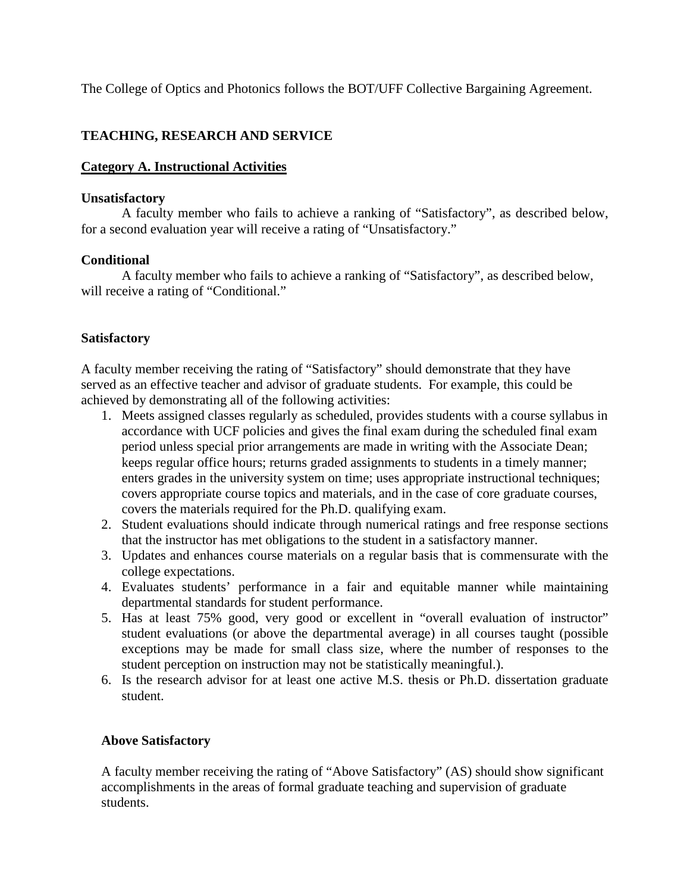The College of Optics and Photonics follows the BOT/UFF Collective Bargaining Agreement.

## TEACHING, RESEARCH AND SERVICE

### Category A. Instructional Activities

**Unsatisfactory**

A faculty member who fails to achieve a ranking of "Satisfactory", as described below, for a second evaluation year will receive a rating of "Unsatisfactory."

**Conditional**

A faculty member who fails to achieve a ranking of "Satisfactory", as described below, will receive a rating of "Conditional."

**Satisfactory**

A faculty member receiving the rating of "Satisfactory" should demonstrate that they have served as an effective teacher and advisor of graduate students. For example, this could be achieved by demonstrating all of the following activities:

1. Meets assigned classes regularly as scheduled, provides students with a course syllabus in accordance with UCF policies and gives the final exam during the scheduled final exam period unless special prior arrangements are made in writing with the Associate Dean; keeps regular office hours; returns graded assignments to students in a timely manner; enters grades in the university system on time; uses appropriate instructional techniques; covers appropriate course topics and materials, and in the case of core graduate courses, covers the materials required for the Ph.D. qualifying exam.
2. Student evaluations should indicate through numerical ratings and free response sections that the instructor has met obligations to the student in a satisfactory manner.
3. Updates and enhances course materials on a regular basis that is commensurate with the college expectations.
4. Evaluates students' performance in a fair and equitable manner while maintaining departmental standards for student performance.
5. Has at least 75% good, very good or excellent in "overall evaluation of instructor" student evaluations (or above the departmental average) in all courses taught (possible exceptions may be made for small class size, where the number of responses to the student perception on instruction may not be statistically meaningful.).
6. Is the research advisor for at least one active M.S. thesis or Ph.D. dissertation graduate student.

**Above Satisfactory**

A faculty member receiving the rating of "Above Satisfactory" (AS) should show significant accomplishments in the areas of formal graduate teaching and supervision of graduate students.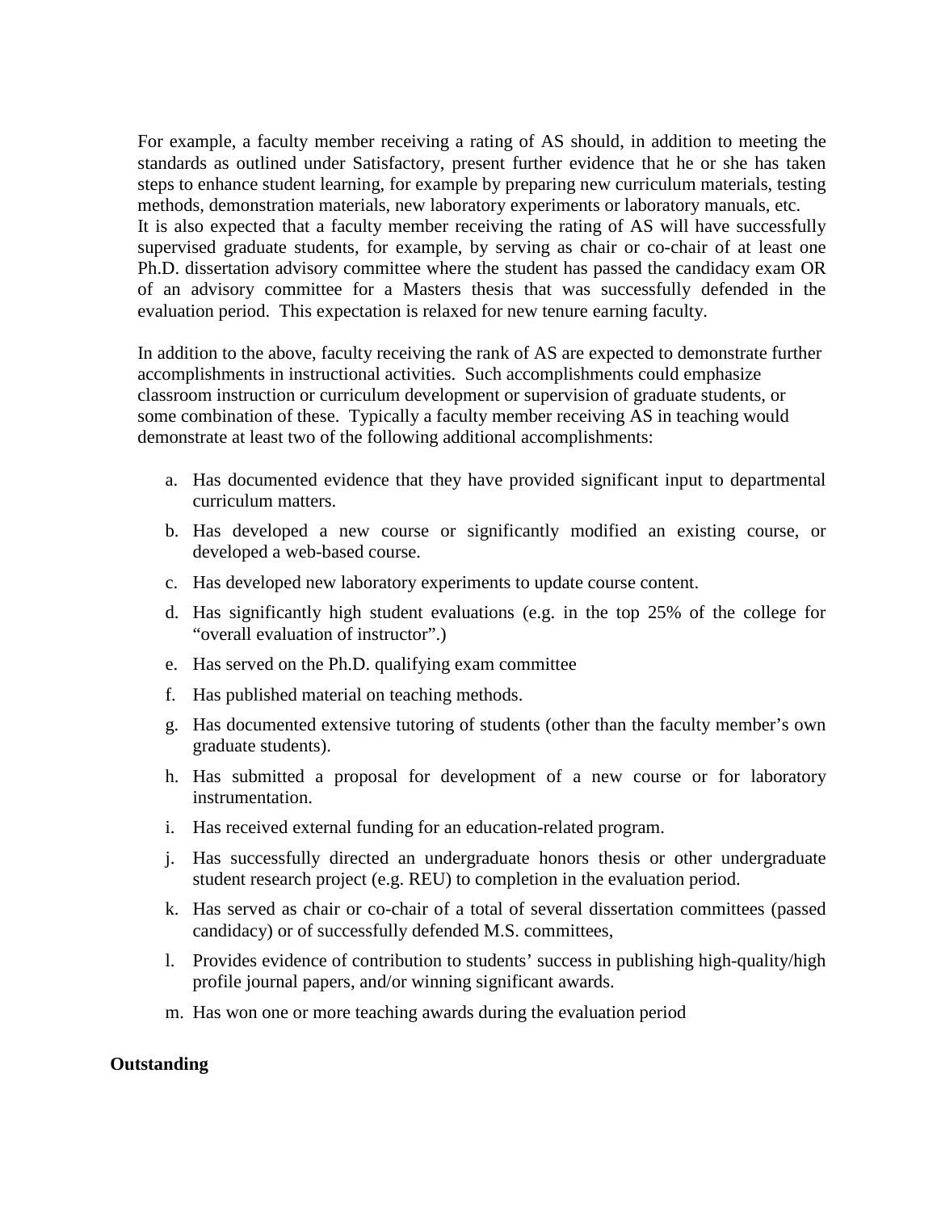For example, a faculty member receiving a rating of AS should, in addition to meeting the standards as outlined under Satisfactory, present further evidence that he or she has taken steps to enhance student learning, for example by preparing new curriculum materials, testing methods, demonstration materials, new laboratory experiments or laboratory manuals, etc. It is also expected that a faculty member receiving the rating of AS will have successfully supervised graduate students, for example, by serving as chair or co-chair of at least one Ph.D. dissertation advisory committee where the student has passed the candidacy exam OR of an advisory committee for a Masters thesis that was successfully defended in the evaluation period. This expectation is relaxed for new tenure earning faculty.

In addition to the above, faculty receiving the rank of AS are expected to demonstrate further accomplishments in instructional activities. Such accomplishments could emphasize classroom instruction or curriculum development or supervision of graduate students, or some combination of these. Typically a faculty member receiving AS in teaching would demonstrate at least two of the following additional accomplishments:

a. Has documented evidence that they have provided significant input to departmental curriculum matters.
b. Has developed a new course or significantly modified an existing course, or developed a web-based course.
c. Has developed new laboratory experiments to update course content.
d. Has significantly high student evaluations (e.g. in the top 25% of the college for "overall evaluation of instructor".)
e. Has served on the Ph.D. qualifying exam committee
f. Has published material on teaching methods.
g. Has documented extensive tutoring of students (other than the faculty member's own graduate students).
h. Has submitted a proposal for development of a new course or for laboratory instrumentation.
i. Has received external funding for an education-related program.
j. Has successfully directed an undergraduate honors thesis or other undergraduate student research project (e.g. REU) to completion in the evaluation period.
k. Has served as chair or co-chair of a total of several dissertation committees (passed candidacy) or of successfully defended M.S. committees,
l. Provides evidence of contribution to students' success in publishing high-quality/high profile journal papers, and/or winning significant awards.
m. Has won one or more teaching awards during the evaluation period

**Outstanding**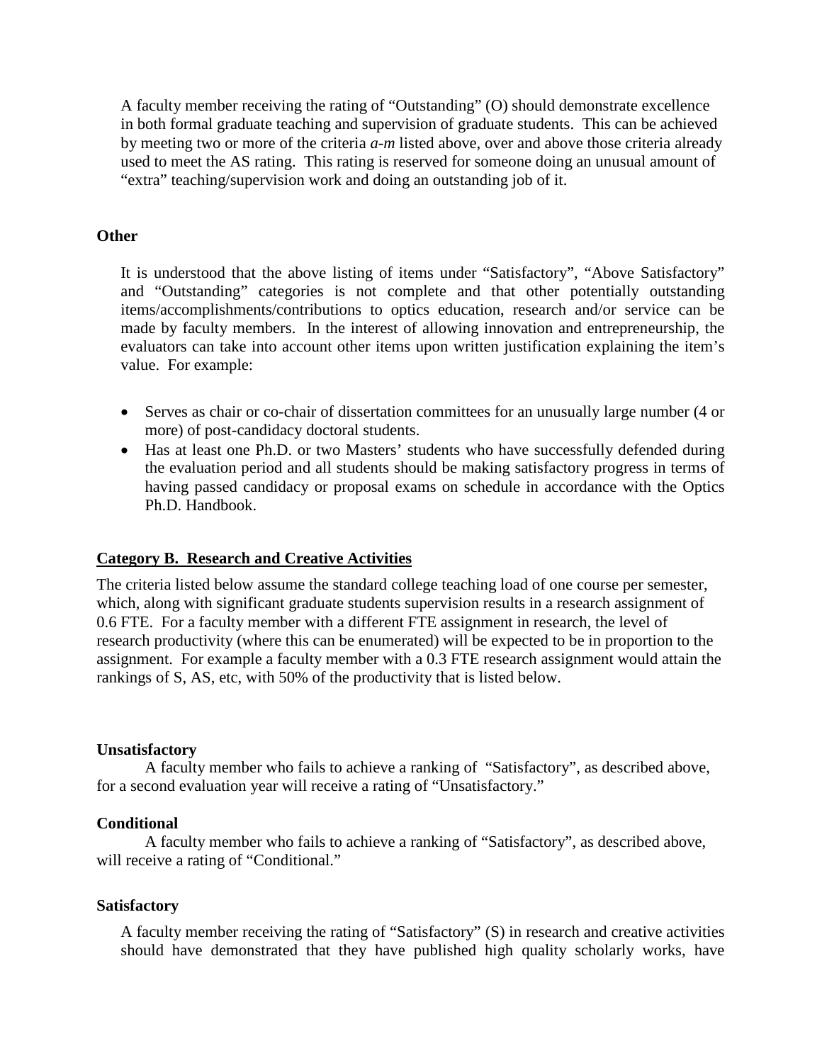A faculty member receiving the rating of "Outstanding" (O) should demonstrate excellence in both formal graduate teaching and supervision of graduate students. This can be achieved by meeting two or more of the criteria *a-m* listed above, over and above those criteria already used to meet the AS rating. This rating is reserved for someone doing an unusual amount of "extra" teaching/supervision work and doing an outstanding job of it.

**Other**

It is understood that the above listing of items under "Satisfactory", "Above Satisfactory" and "Outstanding" categories is not complete and that other potentially outstanding items/accomplishments/contributions to optics education, research and/or service can be made by faculty members. In the interest of allowing innovation and entrepreneurship, the evaluators can take into account other items upon written justification explaining the item's value. For example:

- Serves as chair or co-chair of dissertation committees for an unusually large number (4 or more) of post-candidacy doctoral students.
- Has at least one Ph.D. or two Masters' students who have successfully defended during the evaluation period and all students should be making satisfactory progress in terms of having passed candidacy or proposal exams on schedule in accordance with the Optics Ph.D. Handbook.

## Category B. Research and Creative Activities

The criteria listed below assume the standard college teaching load of one course per semester, which, along with significant graduate students supervision results in a research assignment of 0.6 FTE. For a faculty member with a different FTE assignment in research, the level of research productivity (where this can be enumerated) will be expected to be in proportion to the assignment. For example a faculty member with a 0.3 FTE research assignment would attain the rankings of S, AS, etc, with 50% of the productivity that is listed below.

**Unsatisfactory**

A faculty member who fails to achieve a ranking of "Satisfactory", as described above, for a second evaluation year will receive a rating of "Unsatisfactory."

**Conditional**

A faculty member who fails to achieve a ranking of "Satisfactory", as described above, will receive a rating of "Conditional."

**Satisfactory**

A faculty member receiving the rating of "Satisfactory" (S) in research and creative activities should have demonstrated that they have published high quality scholarly works, have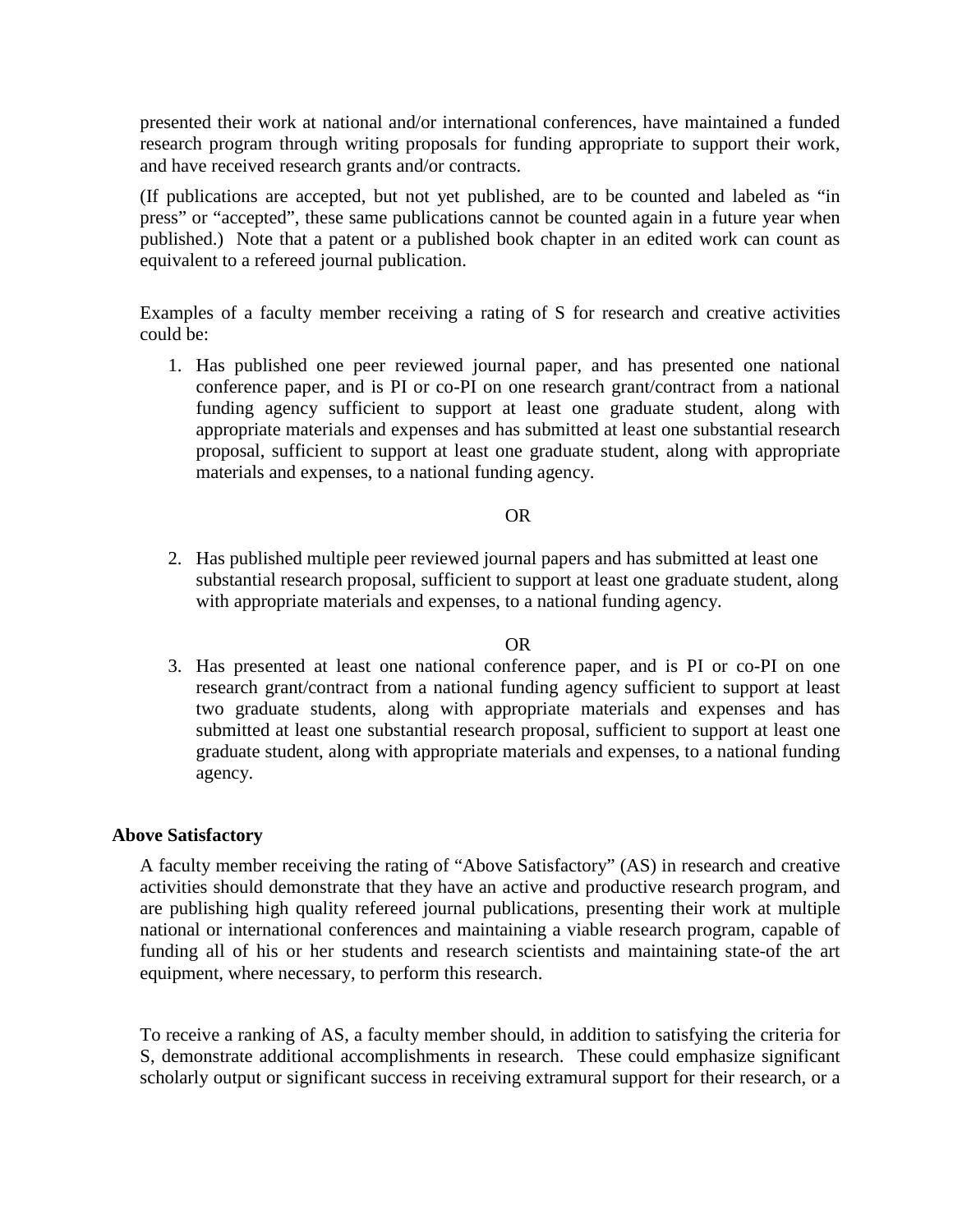presented their work at national and/or international conferences, have maintained a funded research program through writing proposals for funding appropriate to support their work, and have received research grants and/or contracts.

(If publications are accepted, but not yet published, are to be counted and labeled as "in press" or "accepted", these same publications cannot be counted again in a future year when published.) Note that a patent or a published book chapter in an edited work can count as equivalent to a refereed journal publication.

Examples of a faculty member receiving a rating of S for research and creative activities could be:

1. Has published one peer reviewed journal paper, and has presented one national conference paper, and is PI or co-PI on one research grant/contract from a national funding agency sufficient to support at least one graduate student, along with appropriate materials and expenses and has submitted at least one substantial research proposal, sufficient to support at least one graduate student, along with appropriate materials and expenses, to a national funding agency.

OR

2. Has published multiple peer reviewed journal papers and has submitted at least one substantial research proposal, sufficient to support at least one graduate student, along with appropriate materials and expenses, to a national funding agency.

OR

3. Has presented at least one national conference paper, and is PI or co-PI on one research grant/contract from a national funding agency sufficient to support at least two graduate students, along with appropriate materials and expenses and has submitted at least one substantial research proposal, sufficient to support at least one graduate student, along with appropriate materials and expenses, to a national funding agency.

**Above Satisfactory**

A faculty member receiving the rating of "Above Satisfactory" (AS) in research and creative activities should demonstrate that they have an active and productive research program, and are publishing high quality refereed journal publications, presenting their work at multiple national or international conferences and maintaining a viable research program, capable of funding all of his or her students and research scientists and maintaining state-of the art equipment, where necessary, to perform this research.

To receive a ranking of AS, a faculty member should, in addition to satisfying the criteria for S, demonstrate additional accomplishments in research. These could emphasize significant scholarly output or significant success in receiving extramural support for their research, or a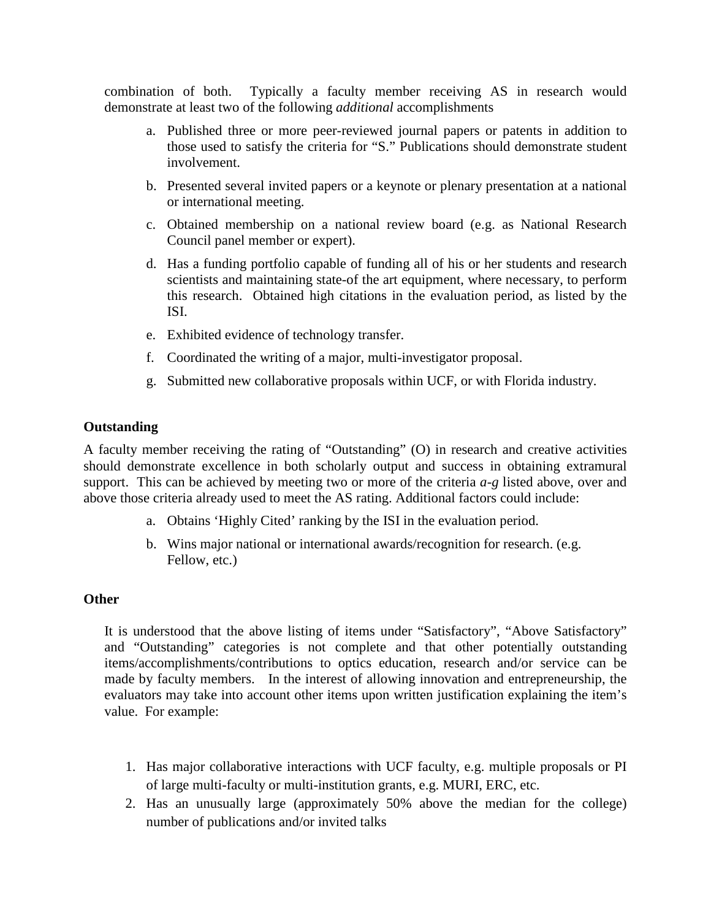combination of both. Typically a faculty member receiving AS in research would demonstrate at least two of the following *additional* accomplishments

a. Published three or more peer-reviewed journal papers or patents in addition to those used to satisfy the criteria for "S." Publications should demonstrate student involvement.
b. Presented several invited papers or a keynote or plenary presentation at a national or international meeting.
c. Obtained membership on a national review board (e.g. as National Research Council panel member or expert).
d. Has a funding portfolio capable of funding all of his or her students and research scientists and maintaining state-of the art equipment, where necessary, to perform this research. Obtained high citations in the evaluation period, as listed by the ISI.
e. Exhibited evidence of technology transfer.
f. Coordinated the writing of a major, multi-investigator proposal.
g. Submitted new collaborative proposals within UCF, or with Florida industry.

**Outstanding**

A faculty member receiving the rating of "Outstanding" (O) in research and creative activities should demonstrate excellence in both scholarly output and success in obtaining extramural support. This can be achieved by meeting two or more of the criteria *a-g* listed above, over and above those criteria already used to meet the AS rating. Additional factors could include:

a. Obtains 'Highly Cited' ranking by the ISI in the evaluation period.
b. Wins major national or international awards/recognition for research. (e.g. Fellow, etc.)

**Other**

It is understood that the above listing of items under "Satisfactory", "Above Satisfactory" and "Outstanding" categories is not complete and that other potentially outstanding items/accomplishments/contributions to optics education, research and/or service can be made by faculty members. In the interest of allowing innovation and entrepreneurship, the evaluators may take into account other items upon written justification explaining the item's value. For example:

1. Has major collaborative interactions with UCF faculty, e.g. multiple proposals or PI of large multi-faculty or multi-institution grants, e.g. MURI, ERC, etc.
2. Has an unusually large (approximately 50% above the median for the college) number of publications and/or invited talks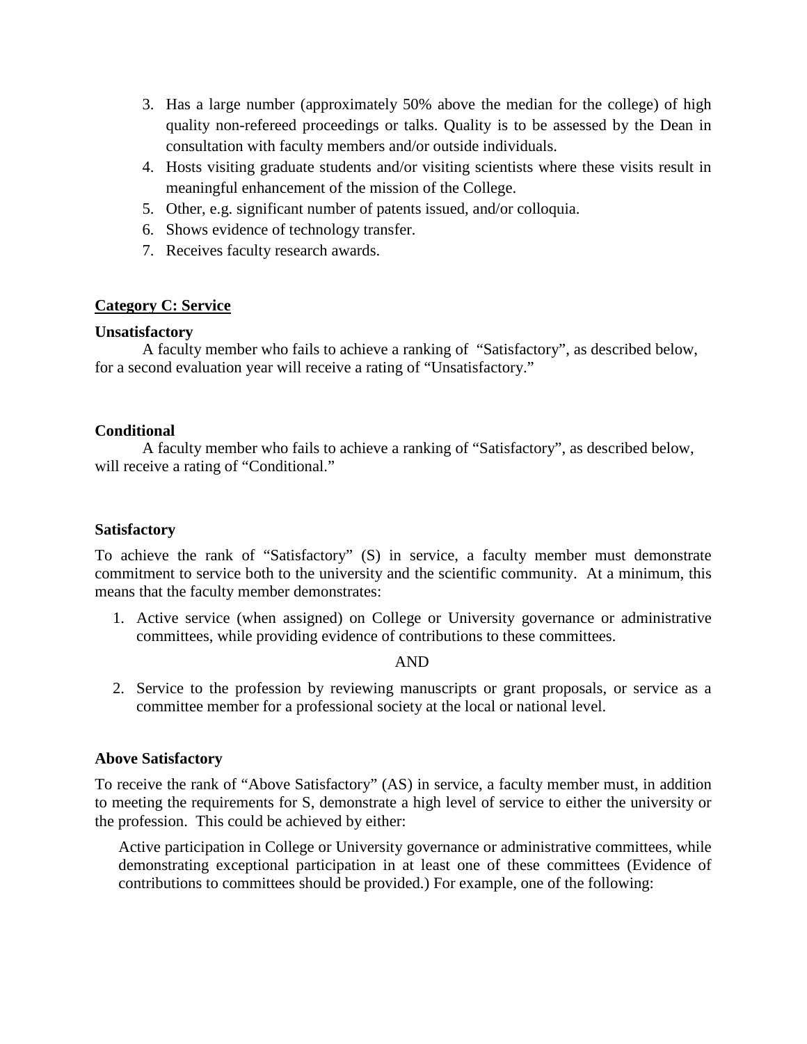3. Has a large number (approximately 50% above the median for the college) of high quality non-refereed proceedings or talks. Quality is to be assessed by the Dean in consultation with faculty members and/or outside individuals.
4. Hosts visiting graduate students and/or visiting scientists where these visits result in meaningful enhancement of the mission of the College.
5. Other, e.g. significant number of patents issued, and/or colloquia.
6. Shows evidence of technology transfer.
7. Receives faculty research awards.

## Category C: Service

### Unsatisfactory

A faculty member who fails to achieve a ranking of "Satisfactory", as described below, for a second evaluation year will receive a rating of "Unsatisfactory."

### Conditional

A faculty member who fails to achieve a ranking of "Satisfactory", as described below, will receive a rating of "Conditional."

### Satisfactory

To achieve the rank of "Satisfactory" (S) in service, a faculty member must demonstrate commitment to service both to the university and the scientific community. At a minimum, this means that the faculty member demonstrates:

1. Active service (when assigned) on College or University governance or administrative committees, while providing evidence of contributions to these committees.

AND

2. Service to the profession by reviewing manuscripts or grant proposals, or service as a committee member for a professional society at the local or national level.

### Above Satisfactory

To receive the rank of "Above Satisfactory" (AS) in service, a faculty member must, in addition to meeting the requirements for S, demonstrate a high level of service to either the university or the profession. This could be achieved by either:

Active participation in College or University governance or administrative committees, while demonstrating exceptional participation in at least one of these committees (Evidence of contributions to committees should be provided.) For example, one of the following: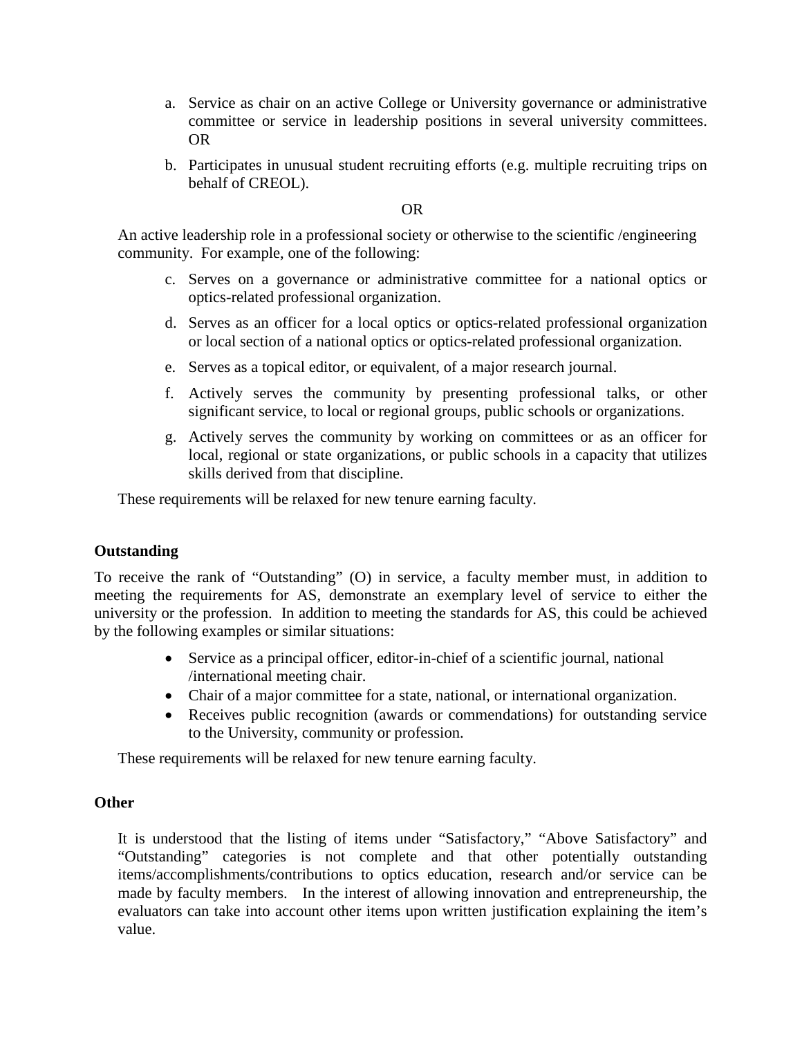a. Service as chair on an active College or University governance or administrative committee or service in leadership positions in several university committees. OR

b. Participates in unusual student recruiting efforts (e.g. multiple recruiting trips on behalf of CREOL).

OR

An active leadership role in a professional society or otherwise to the scientific /engineering community. For example, one of the following:

c. Serves on a governance or administrative committee for a national optics or optics-related professional organization.

d. Serves as an officer for a local optics or optics-related professional organization or local section of a national optics or optics-related professional organization.

e. Serves as a topical editor, or equivalent, of a major research journal.

f. Actively serves the community by presenting professional talks, or other significant service, to local or regional groups, public schools or organizations.

g. Actively serves the community by working on committees or as an officer for local, regional or state organizations, or public schools in a capacity that utilizes skills derived from that discipline.

These requirements will be relaxed for new tenure earning faculty.

**Outstanding**

To receive the rank of "Outstanding" (O) in service, a faculty member must, in addition to meeting the requirements for AS, demonstrate an exemplary level of service to either the university or the profession. In addition to meeting the standards for AS, this could be achieved by the following examples or similar situations:

- Service as a principal officer, editor-in-chief of a scientific journal, national /international meeting chair.
- Chair of a major committee for a state, national, or international organization.
- Receives public recognition (awards or commendations) for outstanding service to the University, community or profession.

These requirements will be relaxed for new tenure earning faculty.

**Other**

It is understood that the listing of items under "Satisfactory," "Above Satisfactory" and "Outstanding" categories is not complete and that other potentially outstanding items/accomplishments/contributions to optics education, research and/or service can be made by faculty members. In the interest of allowing innovation and entrepreneurship, the evaluators can take into account other items upon written justification explaining the item's value.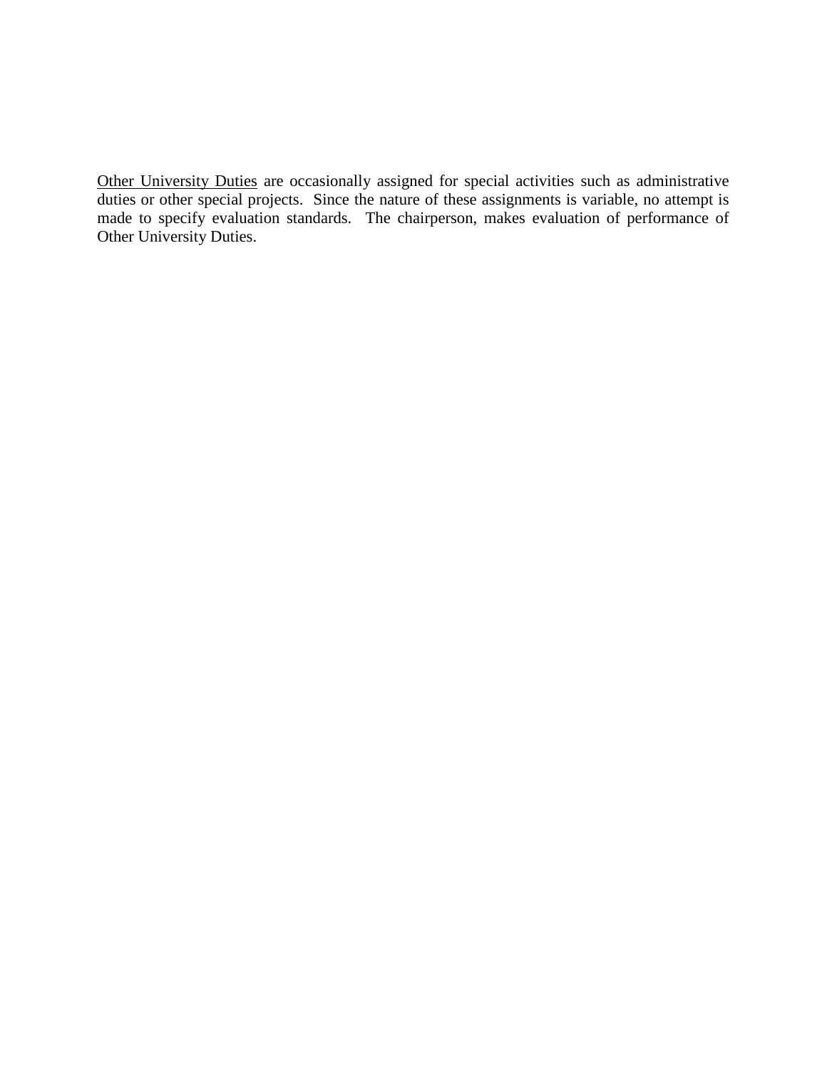<u>Other University Duties</u> are occasionally assigned for special activities such as administrative duties or other special projects. Since the nature of these assignments is variable, no attempt is made to specify evaluation standards. The chairperson, makes evaluation of performance of Other University Duties.